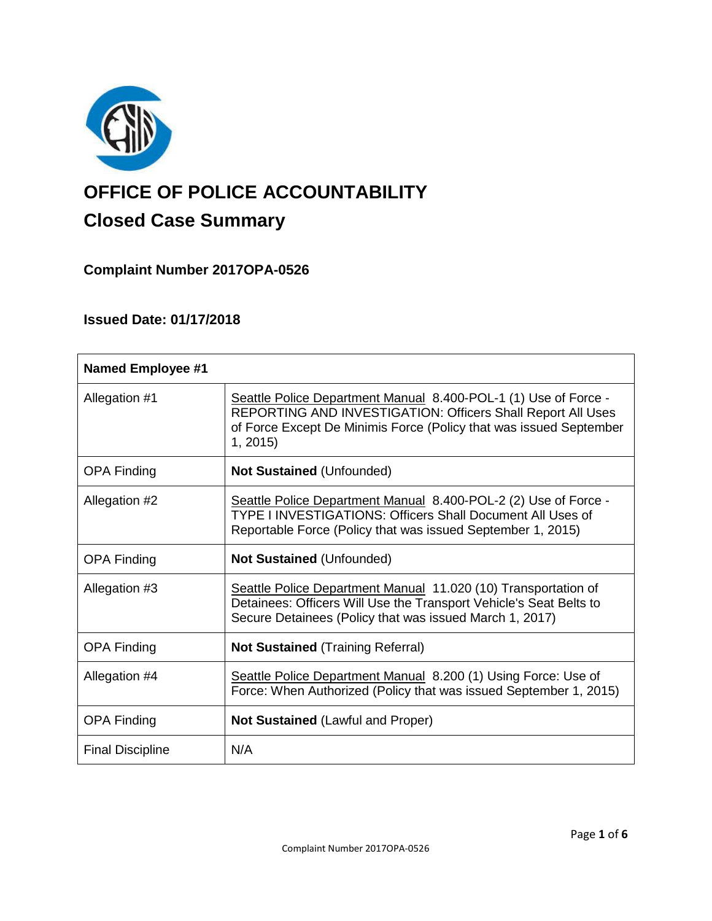# OFFICE OF POLICE ACCOUNTABILITY

## Closed Case Summary

### Complaint Number 2017OPA-0526

### Issued Date: 01/17/2018

| Named Employee #1 | |
|---|---|
| Allegation #1 | Seattle Police Department Manual 8.400-POL-1 (1) Use of Force - REPORTING AND INVESTIGATION: Officers Shall Report All Uses of Force Except De Minimis Force (Policy that was issued September 1, 2015) |
| OPA Finding | **Not Sustained** (Unfounded) |
| Allegation #2 | Seattle Police Department Manual 8.400-POL-2 (2) Use of Force - TYPE I INVESTIGATIONS: Officers Shall Document All Uses of Reportable Force (Policy that was issued September 1, 2015) |
| OPA Finding | **Not Sustained** (Unfounded) |
| Allegation #3 | Seattle Police Department Manual 11.020 (10) Transportation of Detainees: Officers Will Use the Transport Vehicle's Seat Belts to Secure Detainees (Policy that was issued March 1, 2017) |
| OPA Finding | **Not Sustained** (Training Referral) |
| Allegation #4 | Seattle Police Department Manual 8.200 (1) Using Force: Use of Force: When Authorized (Policy that was issued September 1, 2015) |
| OPA Finding | **Not Sustained** (Lawful and Proper) |
| Final Discipline | N/A |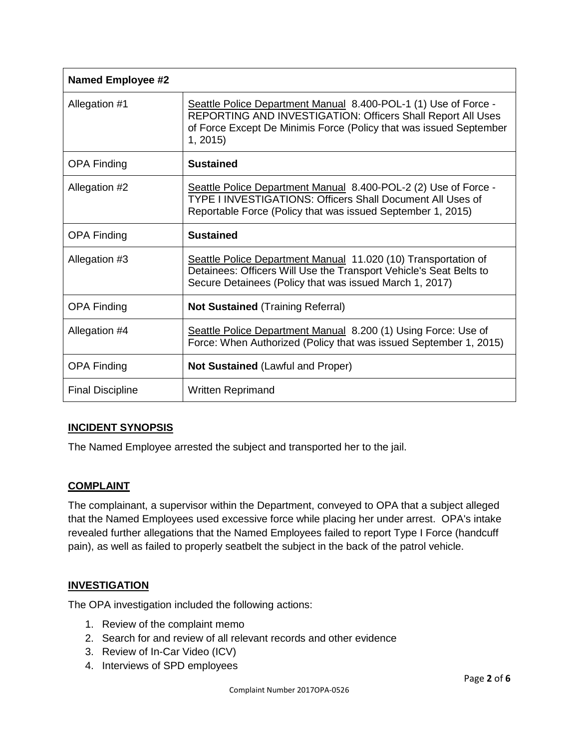| Named Employee #2 | |
|---|---|
| Allegation #1 | Seattle Police Department Manual 8.400-POL-1 (1) Use of Force - REPORTING AND INVESTIGATION: Officers Shall Report All Uses of Force Except De Minimis Force (Policy that was issued September 1, 2015) |
| OPA Finding | **Sustained** |
| Allegation #2 | Seattle Police Department Manual 8.400-POL-2 (2) Use of Force - TYPE I INVESTIGATIONS: Officers Shall Document All Uses of Reportable Force (Policy that was issued September 1, 2015) |
| OPA Finding | **Sustained** |
| Allegation #3 | Seattle Police Department Manual 11.020 (10) Transportation of Detainees: Officers Will Use the Transport Vehicle's Seat Belts to Secure Detainees (Policy that was issued March 1, 2017) |
| OPA Finding | **Not Sustained** (Training Referral) |
| Allegation #4 | Seattle Police Department Manual 8.200 (1) Using Force: Use of Force: When Authorized (Policy that was issued September 1, 2015) |
| OPA Finding | **Not Sustained** (Lawful and Proper) |
| Final Discipline | Written Reprimand |

## INCIDENT SYNOPSIS

The Named Employee arrested the subject and transported her to the jail.

## COMPLAINT

The complainant, a supervisor within the Department, conveyed to OPA that a subject alleged that the Named Employees used excessive force while placing her under arrest. OPA's intake revealed further allegations that the Named Employees failed to report Type I Force (handcuff pain), as well as failed to properly seatbelt the subject in the back of the patrol vehicle.

## INVESTIGATION

The OPA investigation included the following actions:

1. Review of the complaint memo
2. Search for and review of all relevant records and other evidence
3. Review of In-Car Video (ICV)
4. Interviews of SPD employees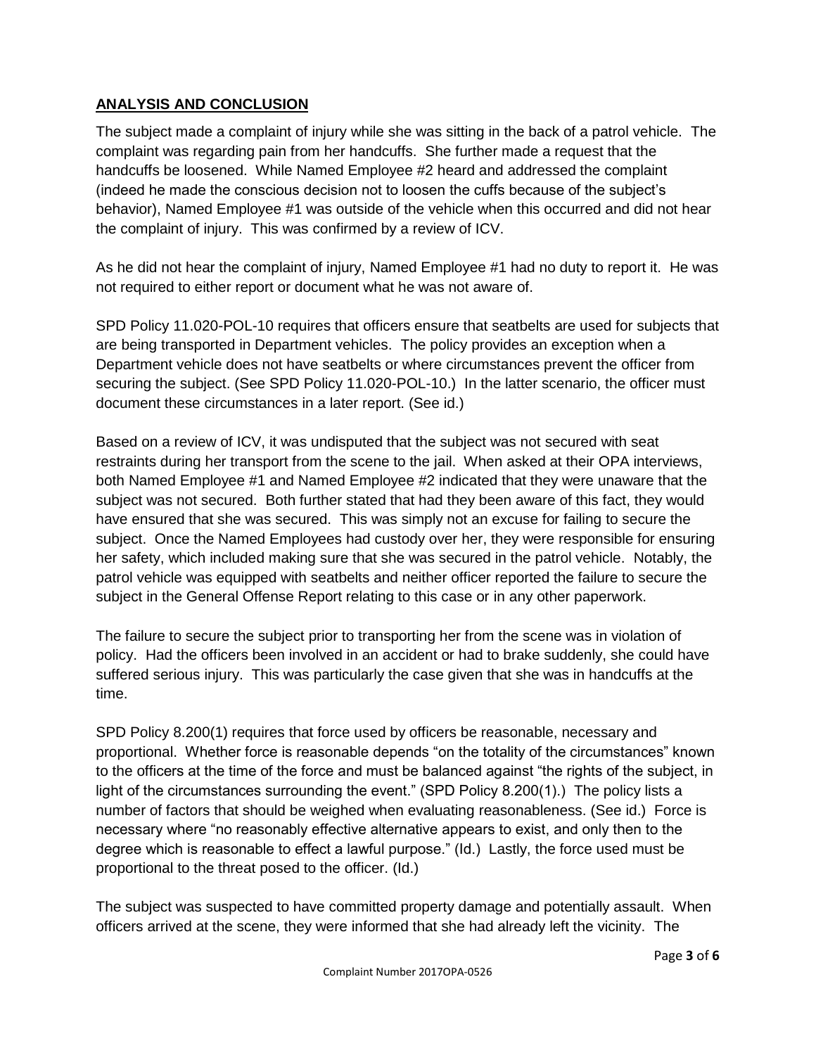## **ANALYSIS AND CONCLUSION**

The subject made a complaint of injury while she was sitting in the back of a patrol vehicle. The complaint was regarding pain from her handcuffs. She further made a request that the handcuffs be loosened. While Named Employee #2 heard and addressed the complaint (indeed he made the conscious decision not to loosen the cuffs because of the subject's behavior), Named Employee #1 was outside of the vehicle when this occurred and did not hear the complaint of injury. This was confirmed by a review of ICV.

As he did not hear the complaint of injury, Named Employee #1 had no duty to report it. He was not required to either report or document what he was not aware of.

SPD Policy 11.020-POL-10 requires that officers ensure that seatbelts are used for subjects that are being transported in Department vehicles. The policy provides an exception when a Department vehicle does not have seatbelts or where circumstances prevent the officer from securing the subject. (See SPD Policy 11.020-POL-10.) In the latter scenario, the officer must document these circumstances in a later report. (See id.)

Based on a review of ICV, it was undisputed that the subject was not secured with seat restraints during her transport from the scene to the jail. When asked at their OPA interviews, both Named Employee #1 and Named Employee #2 indicated that they were unaware that the subject was not secured. Both further stated that had they been aware of this fact, they would have ensured that she was secured. This was simply not an excuse for failing to secure the subject. Once the Named Employees had custody over her, they were responsible for ensuring her safety, which included making sure that she was secured in the patrol vehicle. Notably, the patrol vehicle was equipped with seatbelts and neither officer reported the failure to secure the subject in the General Offense Report relating to this case or in any other paperwork.

The failure to secure the subject prior to transporting her from the scene was in violation of policy. Had the officers been involved in an accident or had to brake suddenly, she could have suffered serious injury. This was particularly the case given that she was in handcuffs at the time.

SPD Policy 8.200(1) requires that force used by officers be reasonable, necessary and proportional. Whether force is reasonable depends "on the totality of the circumstances" known to the officers at the time of the force and must be balanced against "the rights of the subject, in light of the circumstances surrounding the event." (SPD Policy 8.200(1).) The policy lists a number of factors that should be weighed when evaluating reasonableness. (See id.) Force is necessary where "no reasonably effective alternative appears to exist, and only then to the degree which is reasonable to effect a lawful purpose." (Id.) Lastly, the force used must be proportional to the threat posed to the officer. (Id.)

The subject was suspected to have committed property damage and potentially assault. When officers arrived at the scene, they were informed that she had already left the vicinity. The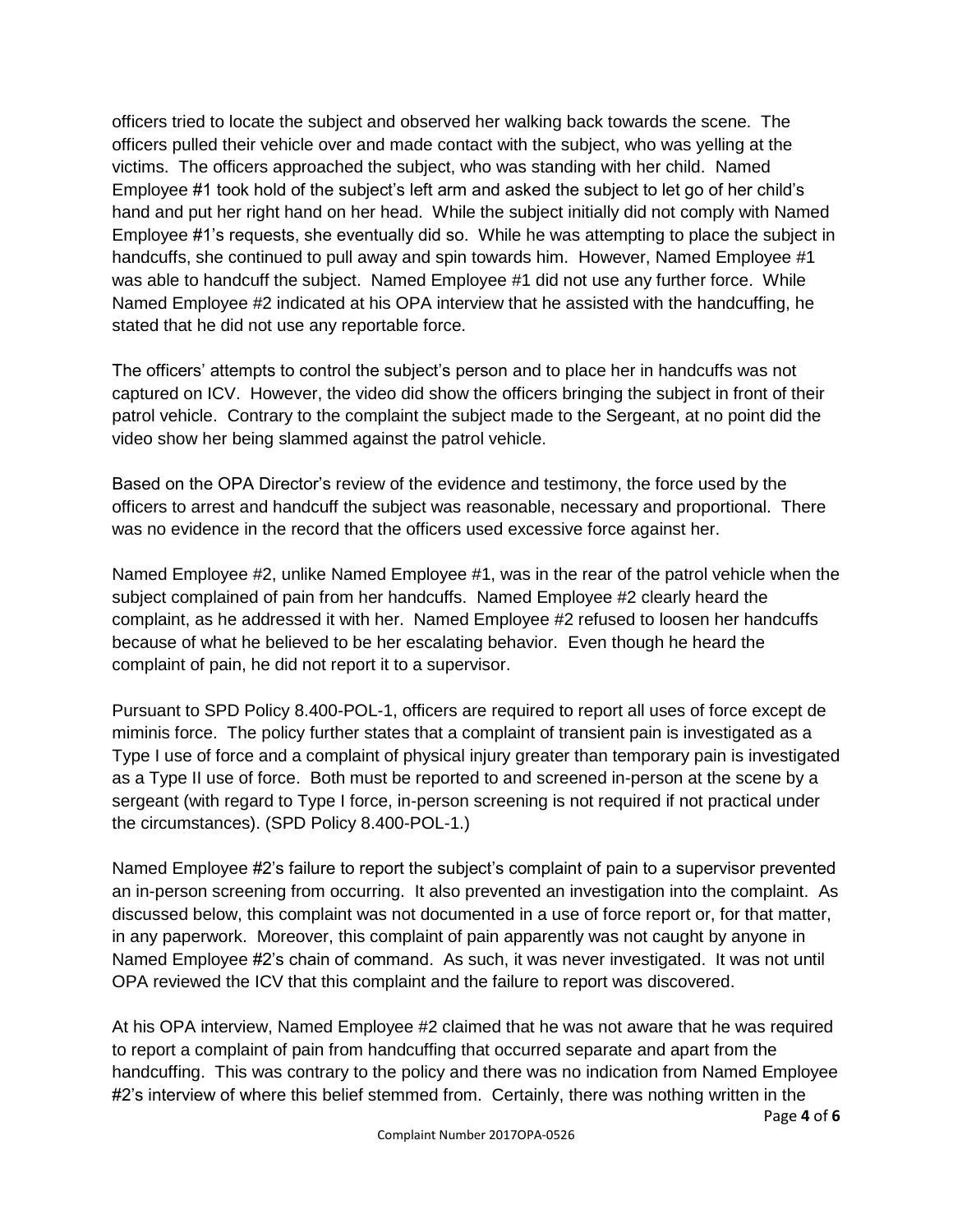officers tried to locate the subject and observed her walking back towards the scene. The officers pulled their vehicle over and made contact with the subject, who was yelling at the victims. The officers approached the subject, who was standing with her child. Named Employee #1 took hold of the subject's left arm and asked the subject to let go of her child's hand and put her right hand on her head. While the subject initially did not comply with Named Employee #1's requests, she eventually did so. While he was attempting to place the subject in handcuffs, she continued to pull away and spin towards him. However, Named Employee #1 was able to handcuff the subject. Named Employee #1 did not use any further force. While Named Employee #2 indicated at his OPA interview that he assisted with the handcuffing, he stated that he did not use any reportable force.

The officers' attempts to control the subject's person and to place her in handcuffs was not captured on ICV. However, the video did show the officers bringing the subject in front of their patrol vehicle. Contrary to the complaint the subject made to the Sergeant, at no point did the video show her being slammed against the patrol vehicle.

Based on the OPA Director's review of the evidence and testimony, the force used by the officers to arrest and handcuff the subject was reasonable, necessary and proportional. There was no evidence in the record that the officers used excessive force against her.

Named Employee #2, unlike Named Employee #1, was in the rear of the patrol vehicle when the subject complained of pain from her handcuffs. Named Employee #2 clearly heard the complaint, as he addressed it with her. Named Employee #2 refused to loosen her handcuffs because of what he believed to be her escalating behavior. Even though he heard the complaint of pain, he did not report it to a supervisor.

Pursuant to SPD Policy 8.400-POL-1, officers are required to report all uses of force except de miminis force. The policy further states that a complaint of transient pain is investigated as a Type I use of force and a complaint of physical injury greater than temporary pain is investigated as a Type II use of force. Both must be reported to and screened in-person at the scene by a sergeant (with regard to Type I force, in-person screening is not required if not practical under the circumstances). (SPD Policy 8.400-POL-1.)

Named Employee #2's failure to report the subject's complaint of pain to a supervisor prevented an in-person screening from occurring. It also prevented an investigation into the complaint. As discussed below, this complaint was not documented in a use of force report or, for that matter, in any paperwork. Moreover, this complaint of pain apparently was not caught by anyone in Named Employee #2's chain of command. As such, it was never investigated. It was not until OPA reviewed the ICV that this complaint and the failure to report was discovered.

At his OPA interview, Named Employee #2 claimed that he was not aware that he was required to report a complaint of pain from handcuffing that occurred separate and apart from the handcuffing. This was contrary to the policy and there was no indication from Named Employee #2's interview of where this belief stemmed from. Certainly, there was nothing written in the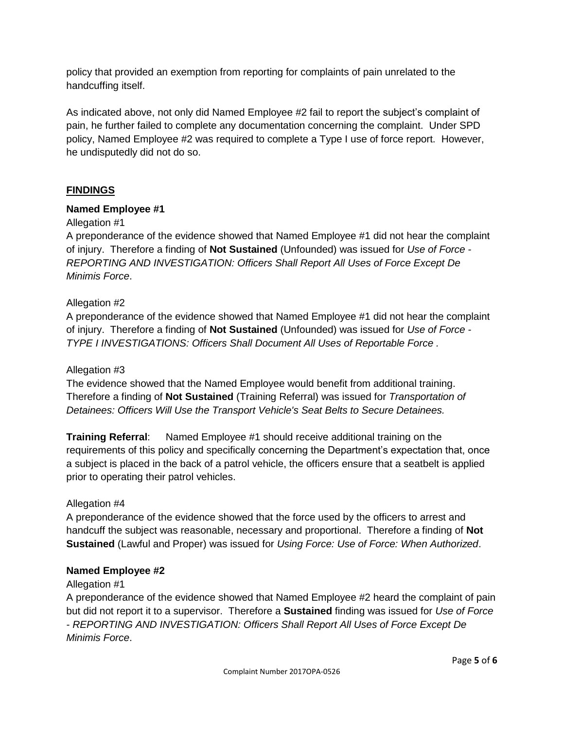policy that provided an exemption from reporting for complaints of pain unrelated to the handcuffing itself.

As indicated above, not only did Named Employee #2 fail to report the subject's complaint of pain, he further failed to complete any documentation concerning the complaint. Under SPD policy, Named Employee #2 was required to complete a Type I use of force report. However, he undisputedly did not do so.

## FINDINGS

### Named Employee #1

Allegation #1

A preponderance of the evidence showed that Named Employee #1 did not hear the complaint of injury. Therefore a finding of **Not Sustained** (Unfounded) was issued for *Use of Force - REPORTING AND INVESTIGATION: Officers Shall Report All Uses of Force Except De Minimis Force*.

Allegation #2

A preponderance of the evidence showed that Named Employee #1 did not hear the complaint of injury. Therefore a finding of **Not Sustained** (Unfounded) was issued for *Use of Force - TYPE I INVESTIGATIONS: Officers Shall Document All Uses of Reportable Force .*

Allegation #3

The evidence showed that the Named Employee would benefit from additional training. Therefore a finding of **Not Sustained** (Training Referral) was issued for *Transportation of Detainees: Officers Will Use the Transport Vehicle's Seat Belts to Secure Detainees.*

**Training Referral**: Named Employee #1 should receive additional training on the requirements of this policy and specifically concerning the Department's expectation that, once a subject is placed in the back of a patrol vehicle, the officers ensure that a seatbelt is applied prior to operating their patrol vehicles.

Allegation #4

A preponderance of the evidence showed that the force used by the officers to arrest and handcuff the subject was reasonable, necessary and proportional. Therefore a finding of **Not Sustained** (Lawful and Proper) was issued for *Using Force: Use of Force: When Authorized*.

### Named Employee #2

Allegation #1

A preponderance of the evidence showed that Named Employee #2 heard the complaint of pain but did not report it to a supervisor. Therefore a **Sustained** finding was issued for *Use of Force - REPORTING AND INVESTIGATION: Officers Shall Report All Uses of Force Except De Minimis Force*.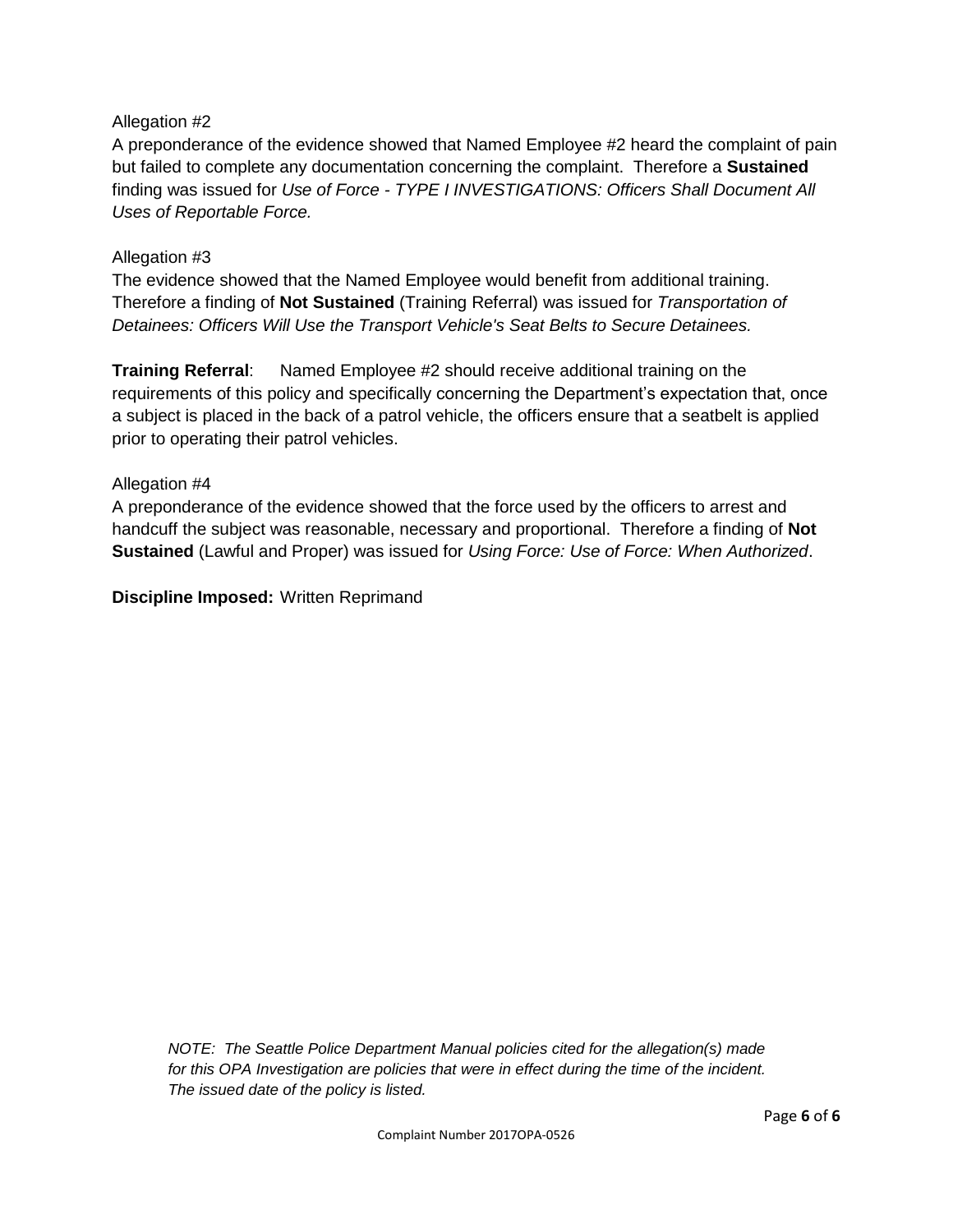Allegation #2
A preponderance of the evidence showed that Named Employee #2 heard the complaint of pain but failed to complete any documentation concerning the complaint. Therefore a **Sustained** finding was issued for *Use of Force - TYPE I INVESTIGATIONS: Officers Shall Document All Uses of Reportable Force.*

Allegation #3
The evidence showed that the Named Employee would benefit from additional training. Therefore a finding of **Not Sustained** (Training Referral) was issued for *Transportation of Detainees: Officers Will Use the Transport Vehicle's Seat Belts to Secure Detainees.*

**Training Referral**: Named Employee #2 should receive additional training on the requirements of this policy and specifically concerning the Department's expectation that, once a subject is placed in the back of a patrol vehicle, the officers ensure that a seatbelt is applied prior to operating their patrol vehicles.

Allegation #4
A preponderance of the evidence showed that the force used by the officers to arrest and handcuff the subject was reasonable, necessary and proportional. Therefore a finding of **Not Sustained** (Lawful and Proper) was issued for *Using Force: Use of Force: When Authorized*.

**Discipline Imposed:** Written Reprimand

*NOTE: The Seattle Police Department Manual policies cited for the allegation(s) made for this OPA Investigation are policies that were in effect during the time of the incident. The issued date of the policy is listed.*

Complaint Number 2017OPA-0526